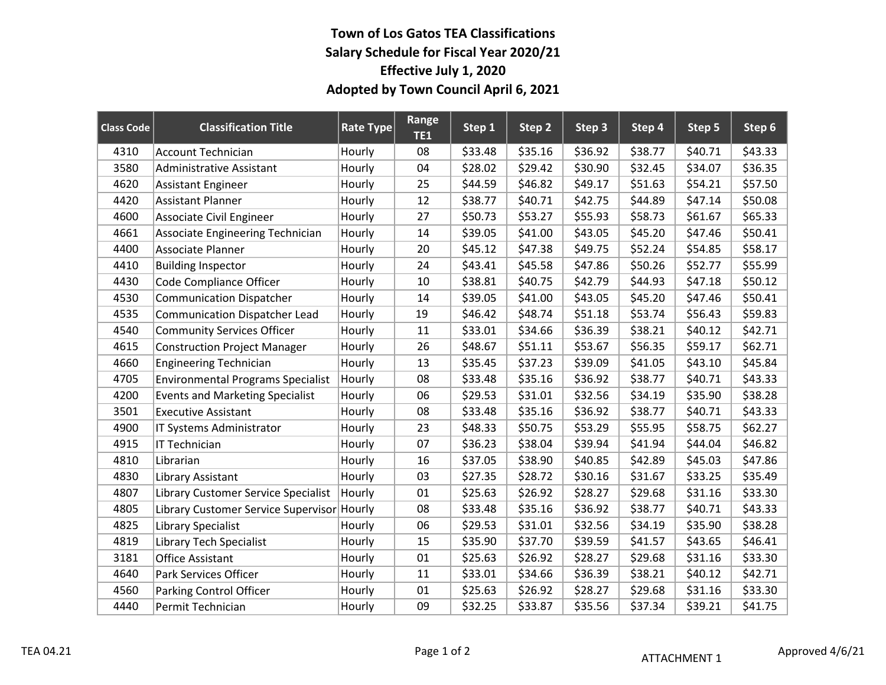# Town of Los Gatos TEA Classifications
## Salary Schedule for Fiscal Year 2020/21
### Effective July 1, 2020
### Adopted by Town Council April 6, 2021

| Class Code | Classification Title | Rate Type | Range TE1 | Step 1 | Step 2 | Step 3 | Step 4 | Step 5 | Step 6 |
|---|---|---|---|---|---|---|---|---|---|
| 4310 | Account Technician | Hourly | 08 | $33.48 | $35.16 | $36.92 | $38.77 | $40.71 | $43.33 |
| 3580 | Administrative Assistant | Hourly | 04 | $28.02 | $29.42 | $30.90 | $32.45 | $34.07 | $36.35 |
| 4620 | Assistant Engineer | Hourly | 25 | $44.59 | $46.82 | $49.17 | $51.63 | $54.21 | $57.50 |
| 4420 | Assistant Planner | Hourly | 12 | $38.77 | $40.71 | $42.75 | $44.89 | $47.14 | $50.08 |
| 4600 | Associate Civil Engineer | Hourly | 27 | $50.73 | $53.27 | $55.93 | $58.73 | $61.67 | $65.33 |
| 4661 | Associate Engineering Technician | Hourly | 14 | $39.05 | $41.00 | $43.05 | $45.20 | $47.46 | $50.41 |
| 4400 | Associate Planner | Hourly | 20 | $45.12 | $47.38 | $49.75 | $52.24 | $54.85 | $58.17 |
| 4410 | Building Inspector | Hourly | 24 | $43.41 | $45.58 | $47.86 | $50.26 | $52.77 | $55.99 |
| 4430 | Code Compliance Officer | Hourly | 10 | $38.81 | $40.75 | $42.79 | $44.93 | $47.18 | $50.12 |
| 4530 | Communication Dispatcher | Hourly | 14 | $39.05 | $41.00 | $43.05 | $45.20 | $47.46 | $50.41 |
| 4535 | Communication Dispatcher Lead | Hourly | 19 | $46.42 | $48.74 | $51.18 | $53.74 | $56.43 | $59.83 |
| 4540 | Community Services Officer | Hourly | 11 | $33.01 | $34.66 | $36.39 | $38.21 | $40.12 | $42.71 |
| 4615 | Construction Project Manager | Hourly | 26 | $48.67 | $51.11 | $53.67 | $56.35 | $59.17 | $62.71 |
| 4660 | Engineering Technician | Hourly | 13 | $35.45 | $37.23 | $39.09 | $41.05 | $43.10 | $45.84 |
| 4705 | Environmental Programs Specialist | Hourly | 08 | $33.48 | $35.16 | $36.92 | $38.77 | $40.71 | $43.33 |
| 4200 | Events and Marketing Specialist | Hourly | 06 | $29.53 | $31.01 | $32.56 | $34.19 | $35.90 | $38.28 |
| 3501 | Executive Assistant | Hourly | 08 | $33.48 | $35.16 | $36.92 | $38.77 | $40.71 | $43.33 |
| 4900 | IT Systems Administrator | Hourly | 23 | $48.33 | $50.75 | $53.29 | $55.95 | $58.75 | $62.27 |
| 4915 | IT Technician | Hourly | 07 | $36.23 | $38.04 | $39.94 | $41.94 | $44.04 | $46.82 |
| 4810 | Librarian | Hourly | 16 | $37.05 | $38.90 | $40.85 | $42.89 | $45.03 | $47.86 |
| 4830 | Library Assistant | Hourly | 03 | $27.35 | $28.72 | $30.16 | $31.67 | $33.25 | $35.49 |
| 4807 | Library Customer Service Specialist | Hourly | 01 | $25.63 | $26.92 | $28.27 | $29.68 | $31.16 | $33.30 |
| 4805 | Library Customer Service Supervisor | Hourly | 08 | $33.48 | $35.16 | $36.92 | $38.77 | $40.71 | $43.33 |
| 4825 | Library Specialist | Hourly | 06 | $29.53 | $31.01 | $32.56 | $34.19 | $35.90 | $38.28 |
| 4819 | Library Tech Specialist | Hourly | 15 | $35.90 | $37.70 | $39.59 | $41.57 | $43.65 | $46.41 |
| 3181 | Office Assistant | Hourly | 01 | $25.63 | $26.92 | $28.27 | $29.68 | $31.16 | $33.30 |
| 4640 | Park Services Officer | Hourly | 11 | $33.01 | $34.66 | $36.39 | $38.21 | $40.12 | $42.71 |
| 4560 | Parking Control Officer | Hourly | 01 | $25.63 | $26.92 | $28.27 | $29.68 | $31.16 | $33.30 |
| 4440 | Permit Technician | Hourly | 09 | $32.25 | $33.87 | $35.56 | $37.34 | $39.21 | $41.75 |

TEA 04.21

ATTACHMENT 1

Approved 4/6/21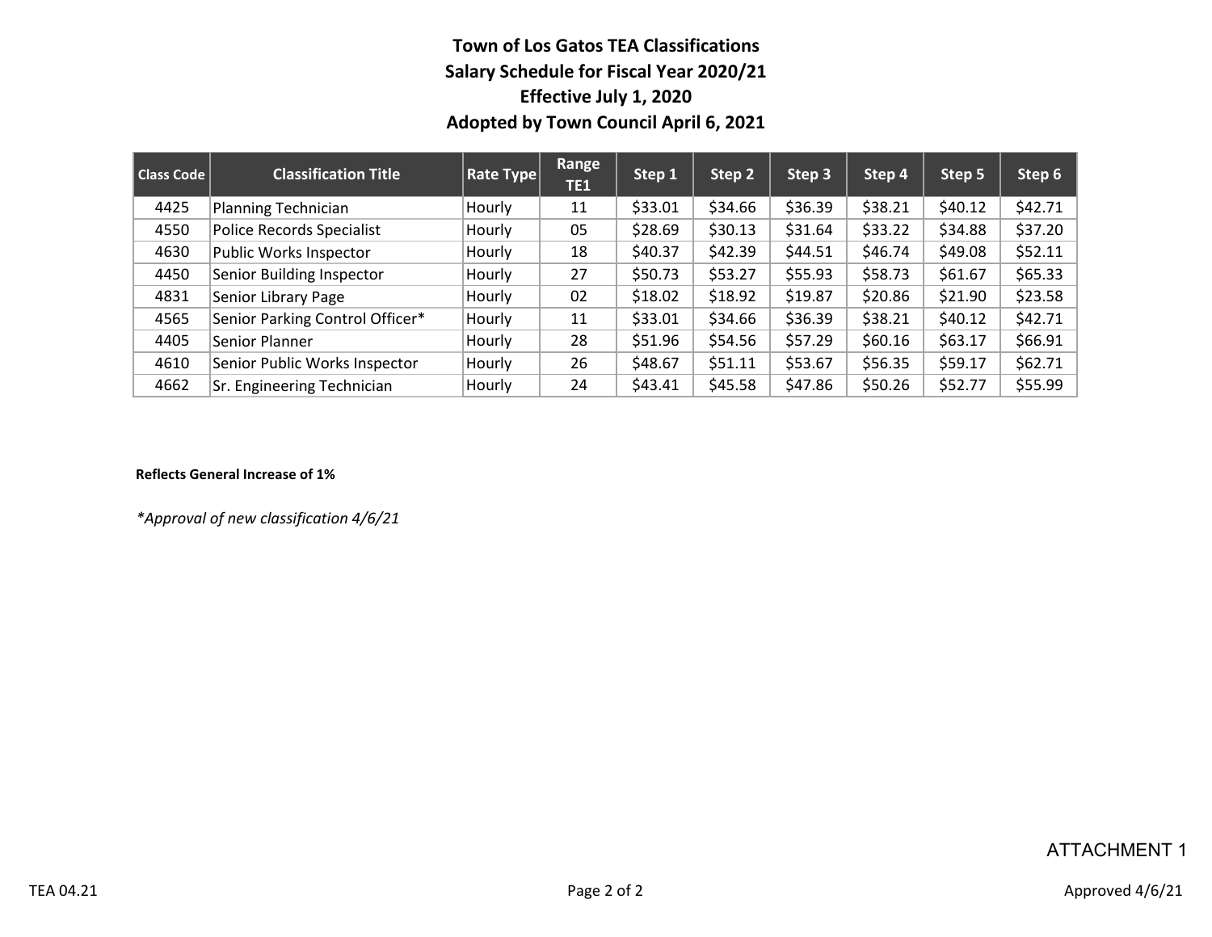# Town of Los Gatos TEA Classifications
## Salary Schedule for Fiscal Year 2020/21
## Effective July 1, 2020
## Adopted by Town Council April 6, 2021

| Class Code | Classification Title | Rate Type | Range TE1 | Step 1 | Step 2 | Step 3 | Step 4 | Step 5 | Step 6 |
|---|---|---|---|---|---|---|---|---|---|
| 4425 | Planning Technician | Hourly | 11 | $33.01 | $34.66 | $36.39 | $38.21 | $40.12 | $42.71 |
| 4550 | Police Records Specialist | Hourly | 05 | $28.69 | $30.13 | $31.64 | $33.22 | $34.88 | $37.20 |
| 4630 | Public Works Inspector | Hourly | 18 | $40.37 | $42.39 | $44.51 | $46.74 | $49.08 | $52.11 |
| 4450 | Senior Building Inspector | Hourly | 27 | $50.73 | $53.27 | $55.93 | $58.73 | $61.67 | $65.33 |
| 4831 | Senior Library Page | Hourly | 02 | $18.02 | $18.92 | $19.87 | $20.86 | $21.90 | $23.58 |
| 4565 | Senior Parking Control Officer* | Hourly | 11 | $33.01 | $34.66 | $36.39 | $38.21 | $40.12 | $42.71 |
| 4405 | Senior Planner | Hourly | 28 | $51.96 | $54.56 | $57.29 | $60.16 | $63.17 | $66.91 |
| 4610 | Senior Public Works Inspector | Hourly | 26 | $48.67 | $51.11 | $53.67 | $56.35 | $59.17 | $62.71 |
| 4662 | Sr. Engineering Technician | Hourly | 24 | $43.41 | $45.58 | $47.86 | $50.26 | $52.77 | $55.99 |

**Reflects General Increase of 1%**

*\*Approval of new classification 4/6/21*

ATTACHMENT 1

TEA 04.21

Approved 4/6/21